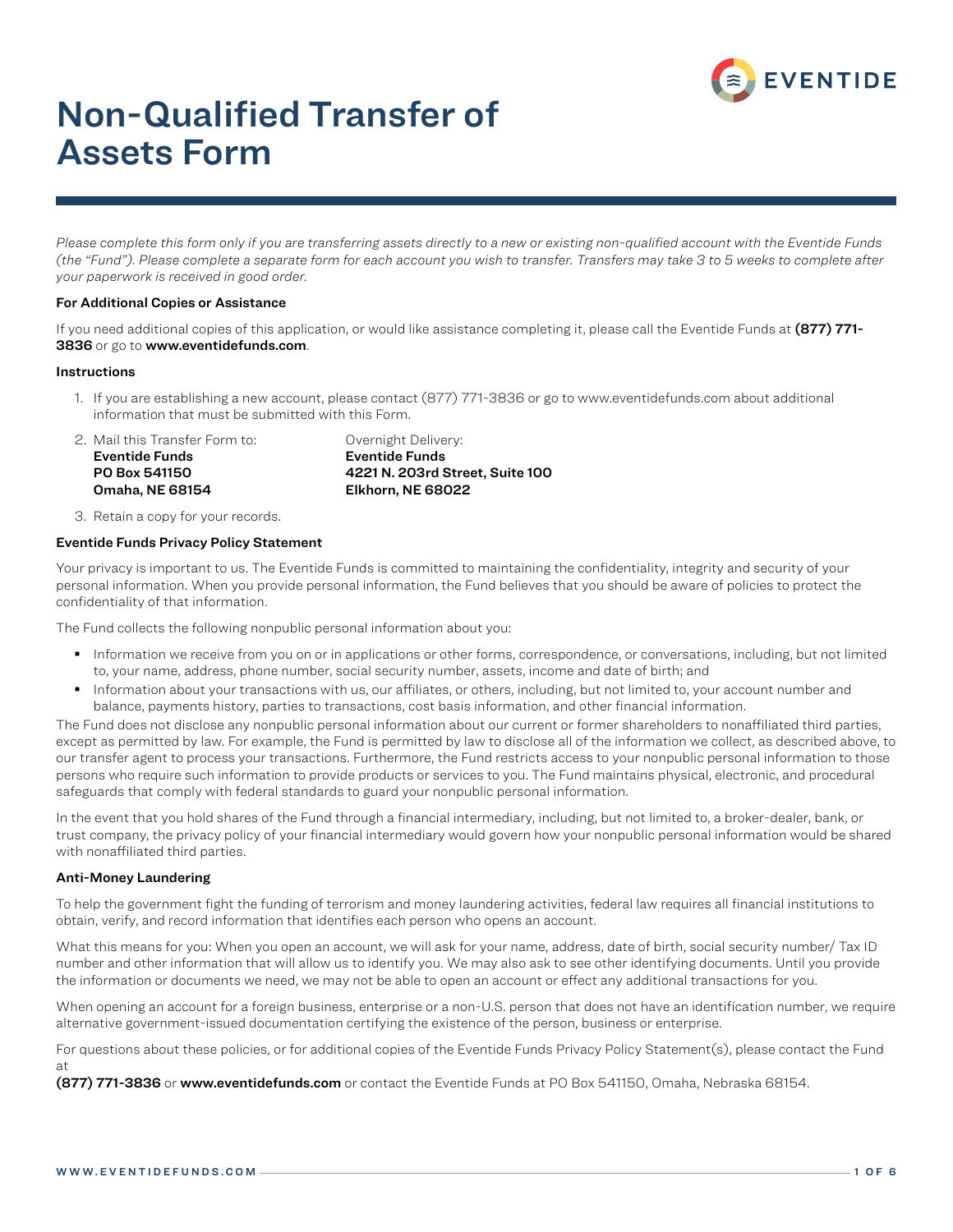EVENTIDE

# Non-Qualified Transfer of Assets Form

*Please complete this form only if you are transferring assets directly to a new or existing non-qualified account with the Eventide Funds (the "Fund"). Please complete a separate form for each account you wish to transfer. Transfers may take 3 to 5 weeks to complete after your paperwork is received in good order.*

**For Additional Copies or Assistance**

If you need additional copies of this application, or would like assistance completing it, please call the Eventide Funds at **(877) 771-3836** or go to **www.eventidefunds.com**.

**Instructions**

1. If you are establishing a new account, please contact (877) 771-3836 or go to www.eventidefunds.com about additional information that must be submitted with this Form.
2. Mail this Transfer Form to:
   **Eventide Funds**
   **PO Box 541150**
   **Omaha, NE 68154**

   Overnight Delivery:
   **Eventide Funds**
   **4221 N. 203rd Street, Suite 100**
   **Elkhorn, NE 68022**
3. Retain a copy for your records.

**Eventide Funds Privacy Policy Statement**

Your privacy is important to us. The Eventide Funds is committed to maintaining the confidentiality, integrity and security of your personal information. When you provide personal information, the Fund believes that you should be aware of policies to protect the confidentiality of that information.

The Fund collects the following nonpublic personal information about you:

- Information we receive from you on or in applications or other forms, correspondence, or conversations, including, but not limited to, your name, address, phone number, social security number, assets, income and date of birth; and
- Information about your transactions with us, our affiliates, or others, including, but not limited to, your account number and balance, payments history, parties to transactions, cost basis information, and other financial information.

The Fund does not disclose any nonpublic personal information about our current or former shareholders to nonaffiliated third parties, except as permitted by law. For example, the Fund is permitted by law to disclose all of the information we collect, as described above, to our transfer agent to process your transactions. Furthermore, the Fund restricts access to your nonpublic personal information to those persons who require such information to provide products or services to you. The Fund maintains physical, electronic, and procedural safeguards that comply with federal standards to guard your nonpublic personal information.

In the event that you hold shares of the Fund through a financial intermediary, including, but not limited to, a broker-dealer, bank, or trust company, the privacy policy of your financial intermediary would govern how your nonpublic personal information would be shared with nonaffiliated third parties.

**Anti-Money Laundering**

To help the government fight the funding of terrorism and money laundering activities, federal law requires all financial institutions to obtain, verify, and record information that identifies each person who opens an account.

What this means for you: When you open an account, we will ask for your name, address, date of birth, social security number/ Tax ID number and other information that will allow us to identify you. We may also ask to see other identifying documents. Until you provide the information or documents we need, we may not be able to open an account or effect any additional transactions for you.

When opening an account for a foreign business, enterprise or a non-U.S. person that does not have an identification number, we require alternative government-issued documentation certifying the existence of the person, business or enterprise.

For questions about these policies, or for additional copies of the Eventide Funds Privacy Policy Statement(s), please contact the Fund at
**(877) 771-3836** or **www.eventidefunds.com** or contact the Eventide Funds at PO Box 541150, Omaha, Nebraska 68154.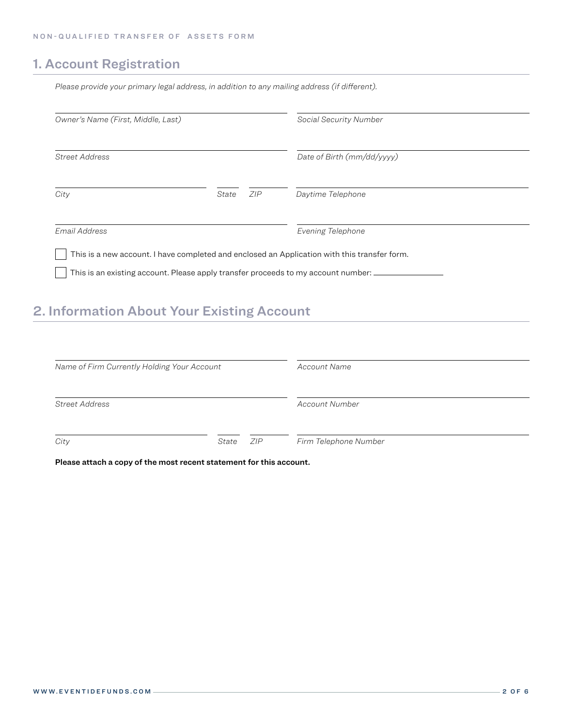## 1. Account Registration

*Please provide your primary legal address, in addition to any mailing address (if different).*

*Owner's Name (First, Middle, Last)* ______________________

*Social Security Number* ______________________

*Street Address* ______________________

*Date of Birth (mm/dd/yyyy)* ______________________

*City* ______________ *State* ______ *ZIP* ______

*Daytime Telephone* ______________________

*Email Address* ______________________

*Evening Telephone* ______________________

☐ This is a new account. I have completed and enclosed an Application with this transfer form.

☐ This is an existing account. Please apply transfer proceeds to my account number: ______________

## 2. Information About Your Existing Account

*Name of Firm Currently Holding Your Account* ______________________

*Account Name* ______________________

*Street Address* ______________________

*Account Number* ______________________

*City* ______________ *State* ______ *ZIP* ______

*Firm Telephone Number* ______________________

**Please attach a copy of the most recent statement for this account.**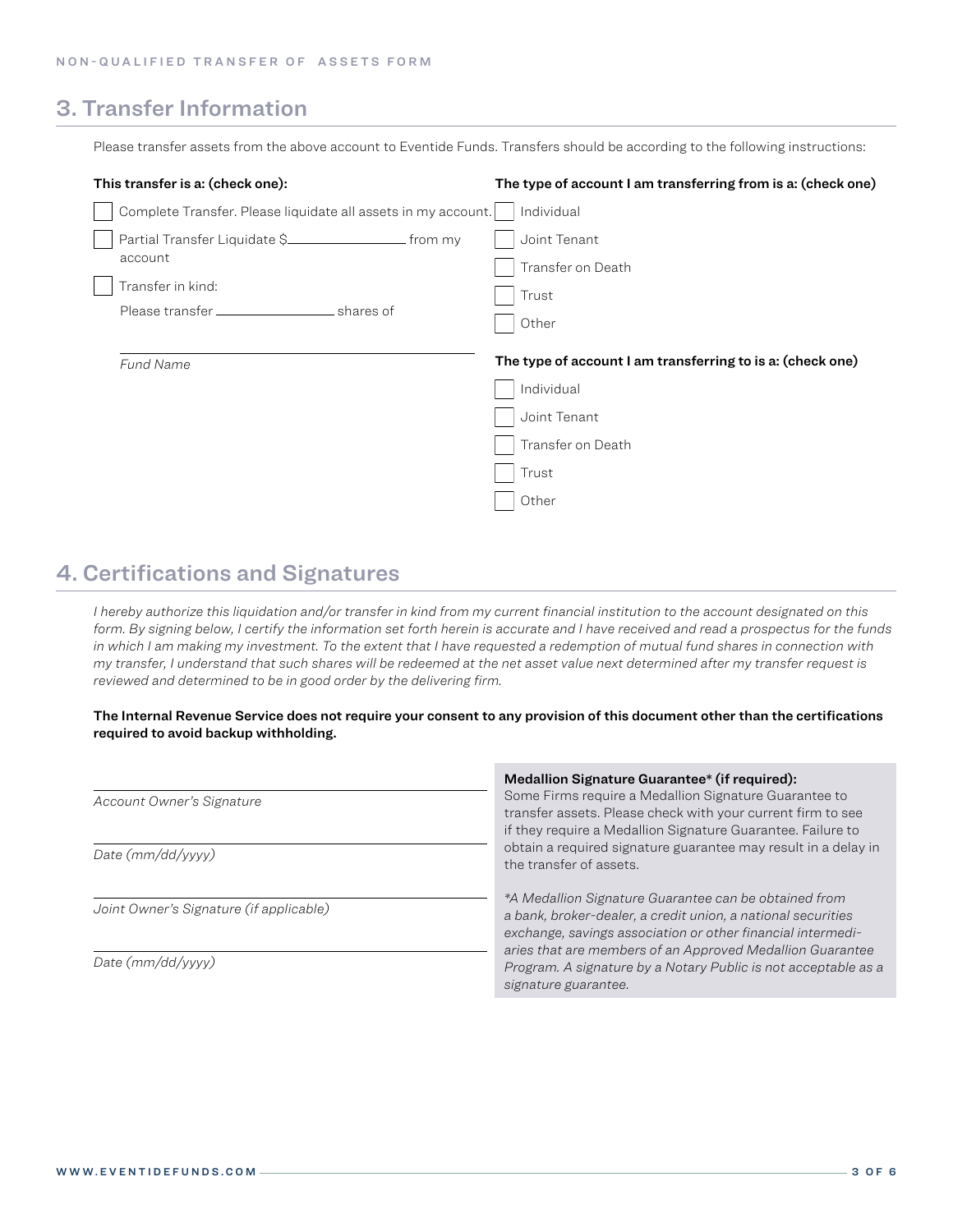## 3. Transfer Information

Please transfer assets from the above account to Eventide Funds. Transfers should be according to the following instructions:

**This transfer is a: (check one):**

- ☐ Complete Transfer. Please liquidate all assets in my account.
- ☐ Partial Transfer Liquidate $________________ from my account
- ☐ Transfer in kind:

  Please transfer ________________ shares of

  ________________________________________

  *Fund Name*

**The type of account I am transferring from is a: (check one)**

- ☐ Individual
- ☐ Joint Tenant
- ☐ Transfer on Death
- ☐ Trust
- ☐ Other

**The type of account I am transferring to is a: (check one)**

- ☐ Individual
- ☐ Joint Tenant
- ☐ Transfer on Death
- ☐ Trust
- ☐ Other

## 4. Certifications and Signatures

*I hereby authorize this liquidation and/or transfer in kind from my current financial institution to the account designated on this form. By signing below, I certify the information set forth herein is accurate and I have received and read a prospectus for the funds in which I am making my investment. To the extent that I have requested a redemption of mutual fund shares in connection with my transfer, I understand that such shares will be redeemed at the net asset value next determined after my transfer request is reviewed and determined to be in good order by the delivering firm.*

**The Internal Revenue Service does not require your consent to any provision of this document other than the certifications required to avoid backup withholding.**

________________________________________

*Account Owner's Signature*

________________________________________

*Date (mm/dd/yyyy)*

________________________________________

*Joint Owner's Signature (if applicable)*

________________________________________

*Date (mm/dd/yyyy)*

**Medallion Signature Guarantee\* (if required):**
Some Firms require a Medallion Signature Guarantee to transfer assets. Please check with your current firm to see if they require a Medallion Signature Guarantee. Failure to obtain a required signature guarantee may result in a delay in the transfer of assets.

*\*A Medallion Signature Guarantee can be obtained from a bank, broker-dealer, a credit union, a national securities exchange, savings association or other financial intermediaries that are members of an Approved Medallion Guarantee Program. A signature by a Notary Public is not acceptable as a signature guarantee.*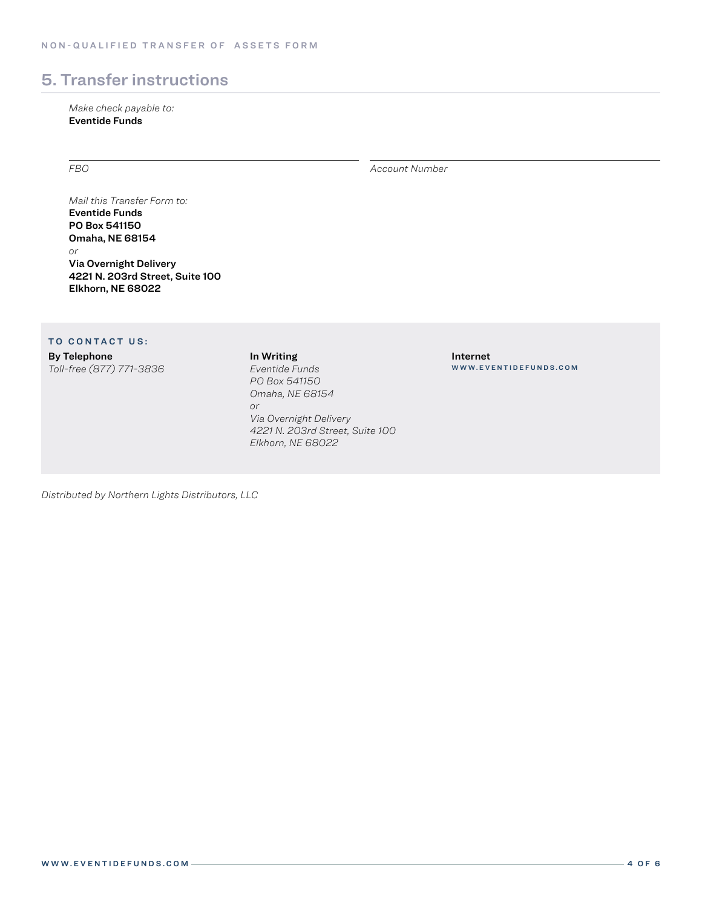## 5. Transfer instructions

*Make check payable to:*
**Eventide Funds**

_______________________________ _______________________________
*FBO* *Account Number*

*Mail this Transfer Form to:*
**Eventide Funds**
**PO Box 541150**
**Omaha, NE 68154**
*or*
**Via Overnight Delivery**
**4221 N. 203rd Street, Suite 100**
**Elkhorn, NE 68022**

**TO CONTACT US:**

**By Telephone**
*Toll-free (877) 771-3836*

**In Writing**
*Eventide Funds*
*PO Box 541150*
*Omaha, NE 68154*
*or*
*Via Overnight Delivery*
*4221 N. 203rd Street, Suite 100*
*Elkhorn, NE 68022*

**Internet**
WWW.EVENTIDEFUNDS.COM

*Distributed by Northern Lights Distributors, LLC*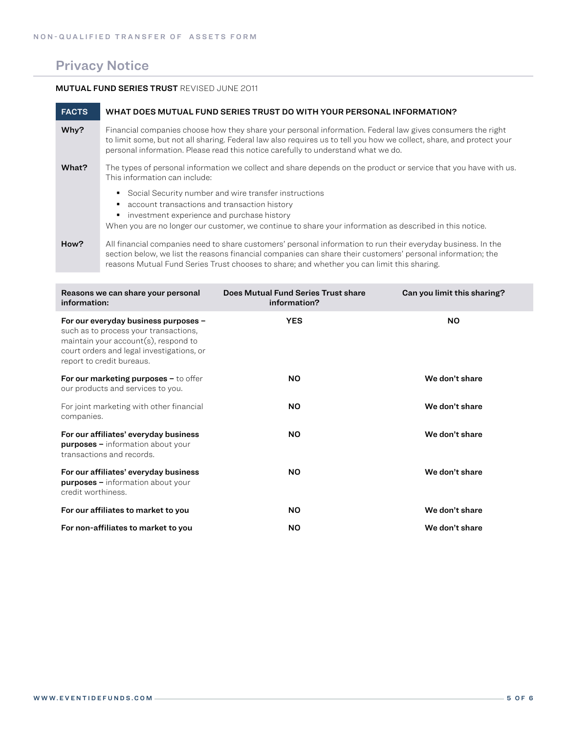## Privacy Notice

**MUTUAL FUND SERIES TRUST** REVISED JUNE 2011

| FACTS | WHAT DOES MUTUAL FUND SERIES TRUST DO WITH YOUR PERSONAL INFORMATION? |
|---|---|
| **Why?** | Financial companies choose how they share your personal information. Federal law gives consumers the right to limit some, but not all sharing. Federal law also requires us to tell you how we collect, share, and protect your personal information. Please read this notice carefully to understand what we do. |
| **What?** | The types of personal information we collect and share depends on the product or service that you have with us. This information can include:<br>▪ Social Security number and wire transfer instructions<br>▪ account transactions and transaction history<br>▪ investment experience and purchase history<br>When you are no longer our customer, we continue to share your information as described in this notice. |
| **How?** | All financial companies need to share customers' personal information to run their everyday business. In the section below, we list the reasons financial companies can share their customers' personal information; the reasons Mutual Fund Series Trust chooses to share; and whether you can limit this sharing. |

| Reasons we can share your personal information: | Does Mutual Fund Series Trust share information? | Can you limit this sharing? |
|---|---|---|
| **For our everyday business purposes –** such as to process your transactions, maintain your account(s), respond to court orders and legal investigations, or report to credit bureaus. | **YES** | **NO** |
| **For our marketing purposes –** to offer our products and services to you. | **NO** | **We don't share** |
| For joint marketing with other financial companies. | **NO** | **We don't share** |
| **For our affiliates' everyday business purposes –** information about your transactions and records. | **NO** | **We don't share** |
| **For our affiliates' everyday business purposes –** information about your credit worthiness. | **NO** | **We don't share** |
| **For our affiliates to market to you** | **NO** | **We don't share** |
| **For non-affiliates to market to you** | **NO** | **We don't share** |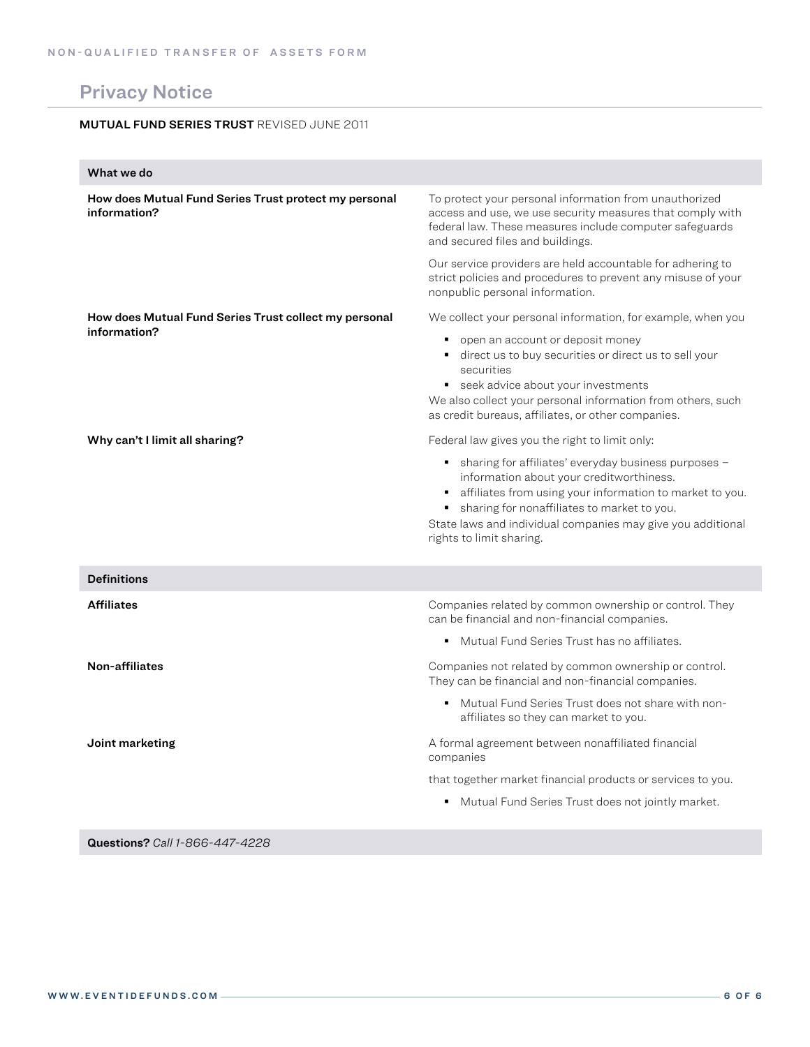## Privacy Notice

**MUTUAL FUND SERIES TRUST** REVISED JUNE 2011

| **What we do** | |
|---|---|
| **How does Mutual Fund Series Trust protect my personal information?** | To protect your personal information from unauthorized access and use, we use security measures that comply with federal law. These measures include computer safeguards and secured files and buildings.<br><br>Our service providers are held accountable for adhering to strict policies and procedures to prevent any misuse of your nonpublic personal information. |
| **How does Mutual Fund Series Trust collect my personal information?** | We collect your personal information, for example, when you<br>▪ open an account or deposit money<br>▪ direct us to buy securities or direct us to sell your securities<br>▪ seek advice about your investments<br>We also collect your personal information from others, such as credit bureaus, affiliates, or other companies. |
| **Why can't I limit all sharing?** | Federal law gives you the right to limit only:<br>▪ sharing for affiliates' everyday business purposes – information about your creditworthiness.<br>▪ affiliates from using your information to market to you.<br>▪ sharing for nonaffiliates to market to you.<br>State laws and individual companies may give you additional rights to limit sharing. |

| **Definitions** | |
|---|---|
| **Affiliates** | Companies related by common ownership or control. They can be financial and non-financial companies.<br>▪ Mutual Fund Series Trust has no affiliates. |
| **Non-affiliates** | Companies not related by common ownership or control. They can be financial and non-financial companies.<br>▪ Mutual Fund Series Trust does not share with non-affiliates so they can market to you. |
| **Joint marketing** | A formal agreement between nonaffiliated financial companies<br><br>that together market financial products or services to you.<br>▪ Mutual Fund Series Trust does not jointly market. |

**Questions?** *Call 1-866-447-4228*